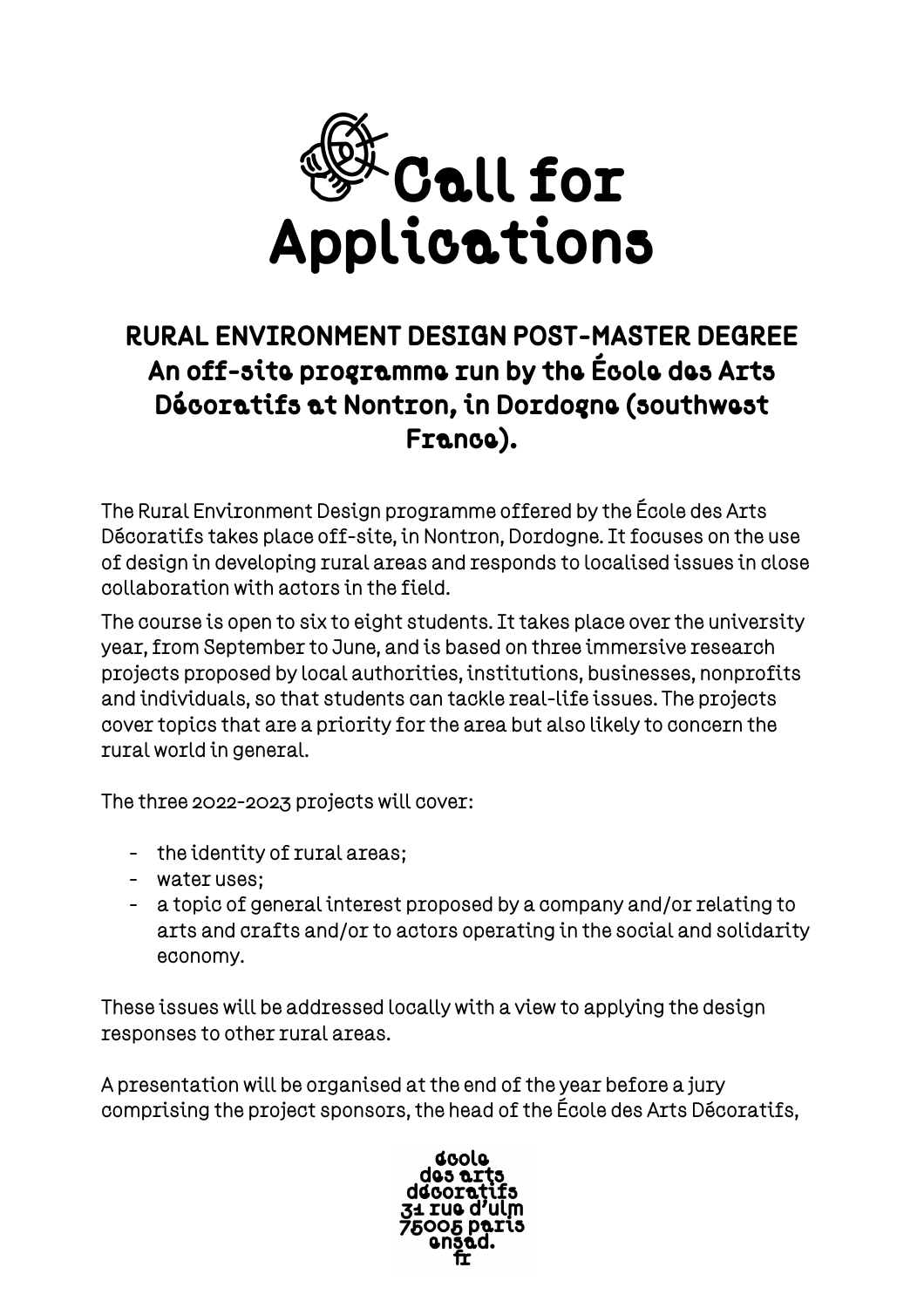# Call for Applications

## RURAL ENVIRONMENT DESIGN POST-MASTER DEGREE
## An off-site programme run by the École des Arts Décoratifs at Nontron, in Dordogne (southwest France).

The Rural Environment Design programme offered by the École des Arts Décoratifs takes place off-site, in Nontron, Dordogne. It focuses on the use of design in developing rural areas and responds to localised issues in close collaboration with actors in the field.

The course is open to six to eight students. It takes place over the university year, from September to June, and is based on three immersive research projects proposed by local authorities, institutions, businesses, nonprofits and individuals, so that students can tackle real-life issues. The projects cover topics that are a priority for the area but also likely to concern the rural world in general.

The three 2022-2023 projects will cover:

- the identity of rural areas;
- water uses;
- a topic of general interest proposed by a company and/or relating to arts and crafts and/or to actors operating in the social and solidarity economy.

These issues will be addressed locally with a view to applying the design responses to other rural areas.

A presentation will be organised at the end of the year before a jury comprising the project sponsors, the head of the École des Arts Décoratifs,

école
des arts
décoratifs
31 rue d'ulm
75005 paris
ensad.
fr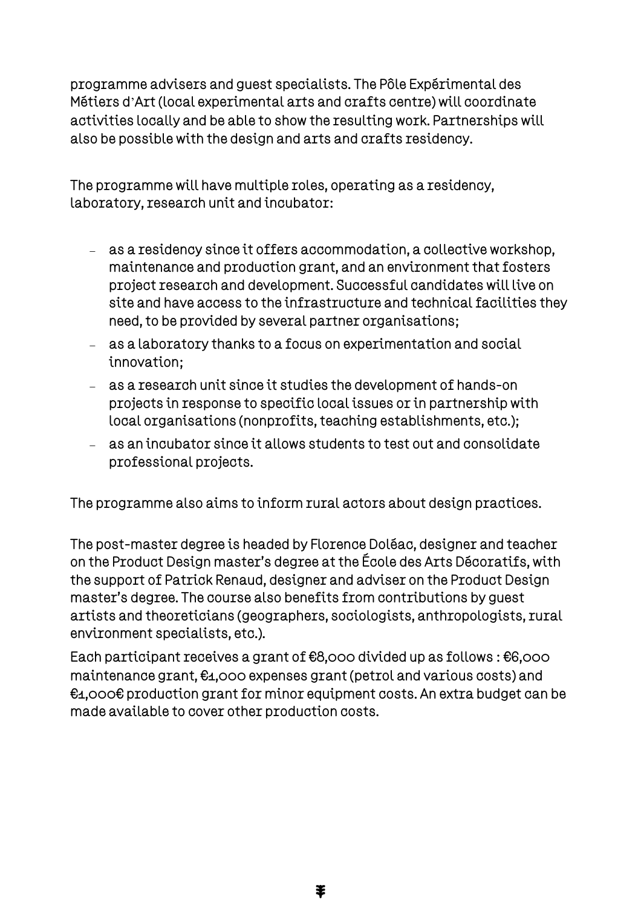programme advisers and guest specialists. The Pôle Expérimental des Métiers d'Art (local experimental arts and crafts centre) will coordinate activities locally and be able to show the resulting work. Partnerships will also be possible with the design and arts and crafts residency.

The programme will have multiple roles, operating as a residency, laboratory, research unit and incubator:

- as a residency since it offers accommodation, a collective workshop, maintenance and production grant, and an environment that fosters project research and development. Successful candidates will live on site and have access to the infrastructure and technical facilities they need, to be provided by several partner organisations;
- as a laboratory thanks to a focus on experimentation and social innovation;
- as a research unit since it studies the development of hands-on projects in response to specific local issues or in partnership with local organisations (nonprofits, teaching establishments, etc.);
- as an incubator since it allows students to test out and consolidate professional projects.

The programme also aims to inform rural actors about design practices.

The post-master degree is headed by Florence Doléac, designer and teacher on the Product Design master's degree at the École des Arts Décoratifs, with the support of Patrick Renaud, designer and adviser on the Product Design master's degree. The course also benefits from contributions by guest artists and theoreticians (geographers, sociologists, anthropologists, rural environment specialists, etc.).

Each participant receives a grant of €8,000 divided up as follows : €6,000 maintenance grant, €1,000 expenses grant (petrol and various costs) and €1,000€ production grant for minor equipment costs. An extra budget can be made available to cover other production costs.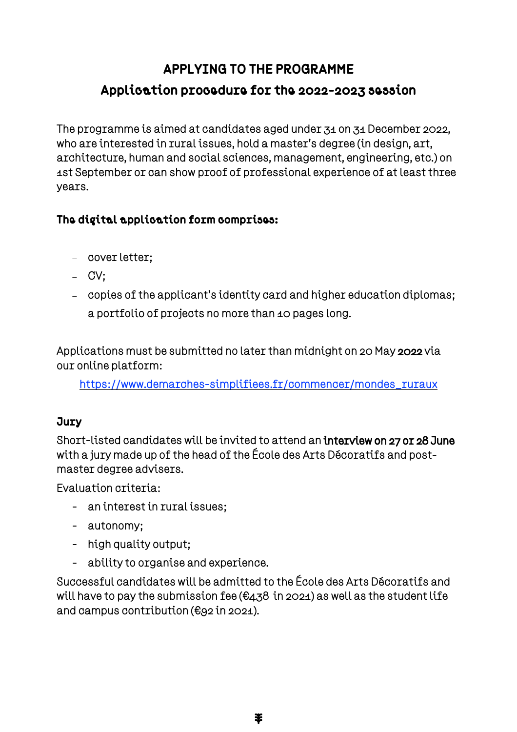# APPLYING TO THE PROGRAMME

## Application procedure for the 2022-2023 session

The programme is aimed at candidates aged under 31 on 31 December 2022, who are interested in rural issues, hold a master's degree (in design, art, architecture, human and social sciences, management, engineering, etc.) on 1st September or can show proof of professional experience of at least three years.

### The digital application form comprises:

- cover letter;
- CV;
- copies of the applicant's identity card and higher education diplomas;
- a portfolio of projects no more than 10 pages long.

Applications must be submitted no later than midnight on 20 May **2022** via our online platform:

https://www.demarches-simplifiees.fr/commencer/mondes_ruraux

### Jury

Short-listed candidates will be invited to attend an **interview on 27 or 28 June** with a jury made up of the head of the École des Arts Décoratifs and post-master degree advisers.

Evaluation criteria:

- an interest in rural issues;
- autonomy;
- high quality output;
- ability to organise and experience.

Successful candidates will be admitted to the École des Arts Décoratifs and will have to pay the submission fee (€438 in 2021) as well as the student life and campus contribution (€92 in 2021).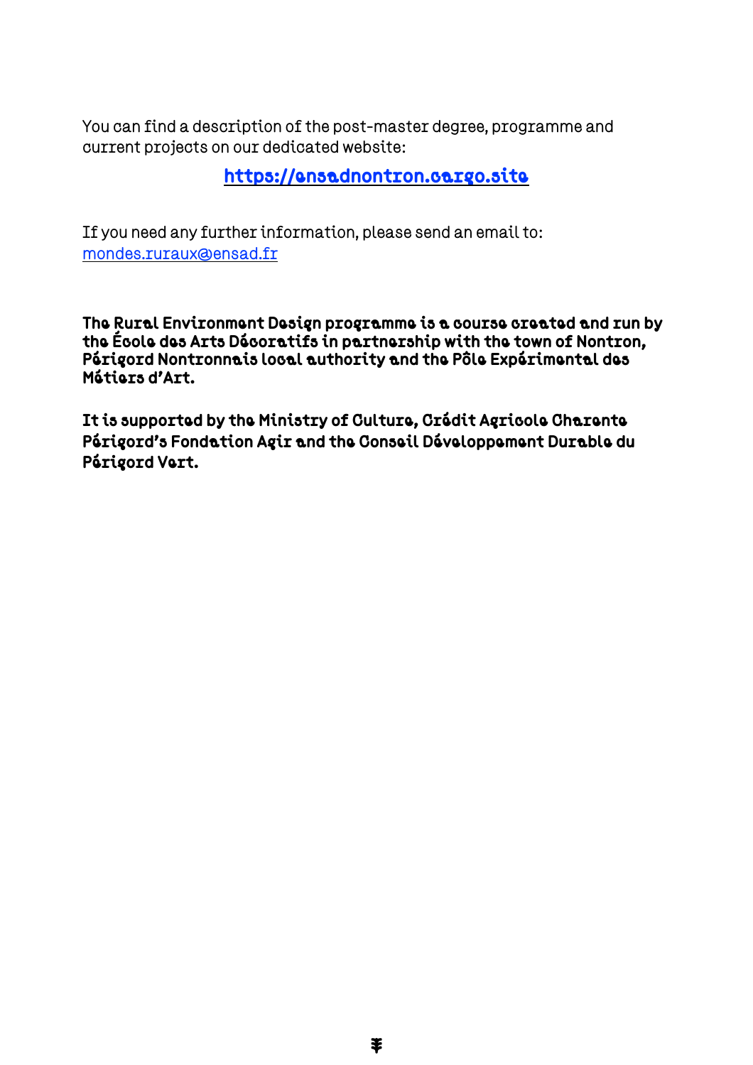You can find a description of the post-master degree, programme and current projects on our dedicated website:

**https://ensadnontron.cargo.site**

If you need any further information, please send an email to:
mondes.ruraux@ensad.fr

**The Rural Environment Design programme is a course created and run by the École des Arts Décoratifs in partnership with the town of Nontron, Périgord Nontronnais local authority and the Pôle Expérimental des Métiers d'Art.**

**It is supported by the Ministry of Culture, Crédit Agricole Charente Périgord's Fondation Agir and the Conseil Développement Durable du Périgord Vert.**